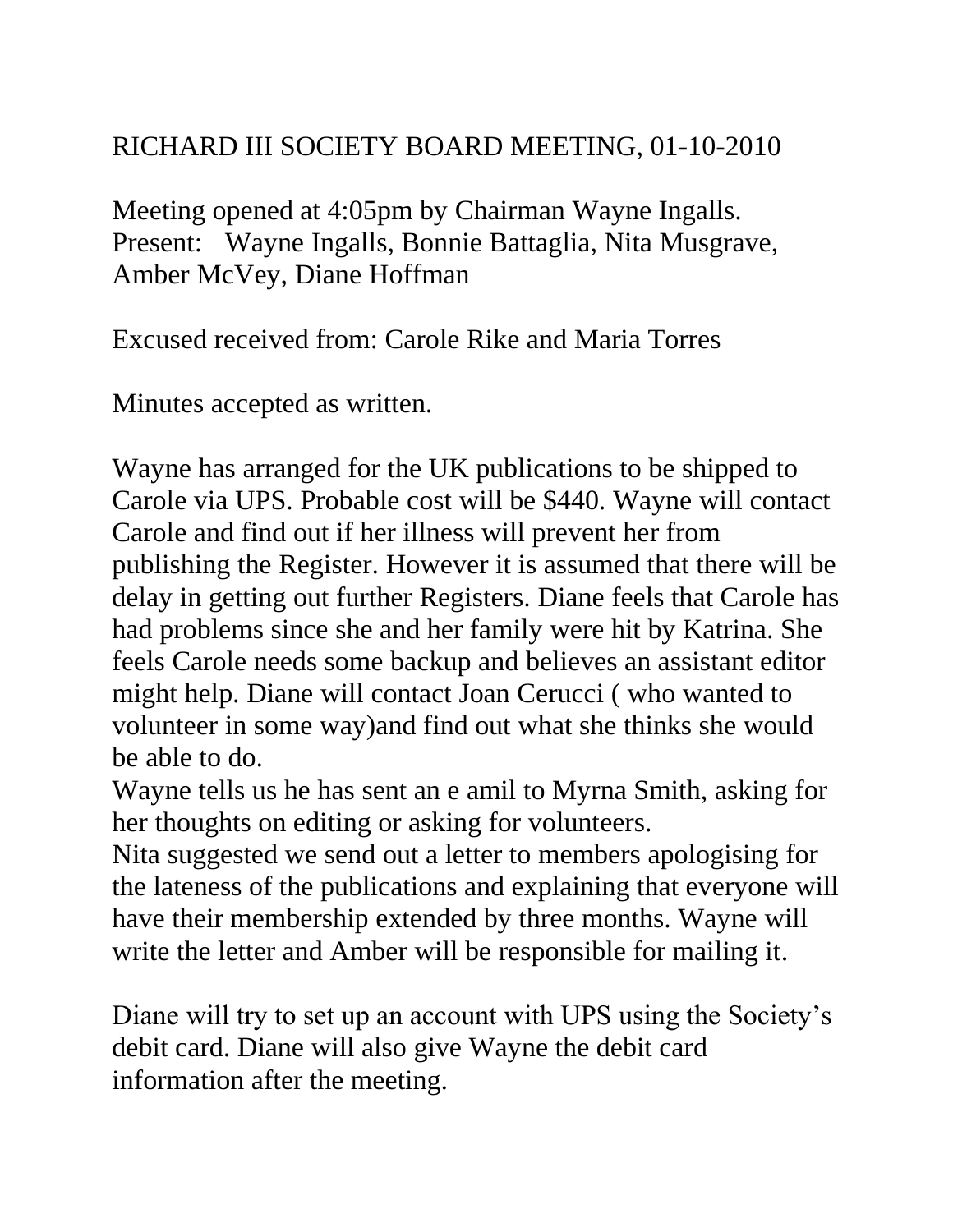# RICHARD III SOCIETY BOARD MEETING, 01-10-2010

Meeting opened at 4:05pm by Chairman Wayne Ingalls.
Present: Wayne Ingalls, Bonnie Battaglia, Nita Musgrave, Amber McVey, Diane Hoffman

Excused received from: Carole Rike and Maria Torres

Minutes accepted as written.

Wayne has arranged for the UK publications to be shipped to Carole via UPS. Probable cost will be $440. Wayne will contact Carole and find out if her illness will prevent her from publishing the Register. However it is assumed that there will be delay in getting out further Registers. Diane feels that Carole has had problems since she and her family were hit by Katrina. She feels Carole needs some backup and believes an assistant editor might help. Diane will contact Joan Cerucci ( who wanted to volunteer in some way)and find out what she thinks she would be able to do.
Wayne tells us he has sent an e amil to Myrna Smith, asking for her thoughts on editing or asking for volunteers.
Nita suggested we send out a letter to members apologising for the lateness of the publications and explaining that everyone will have their membership extended by three months. Wayne will write the letter and Amber will be responsible for mailing it.

Diane will try to set up an account with UPS using the Society's debit card. Diane will also give Wayne the debit card information after the meeting.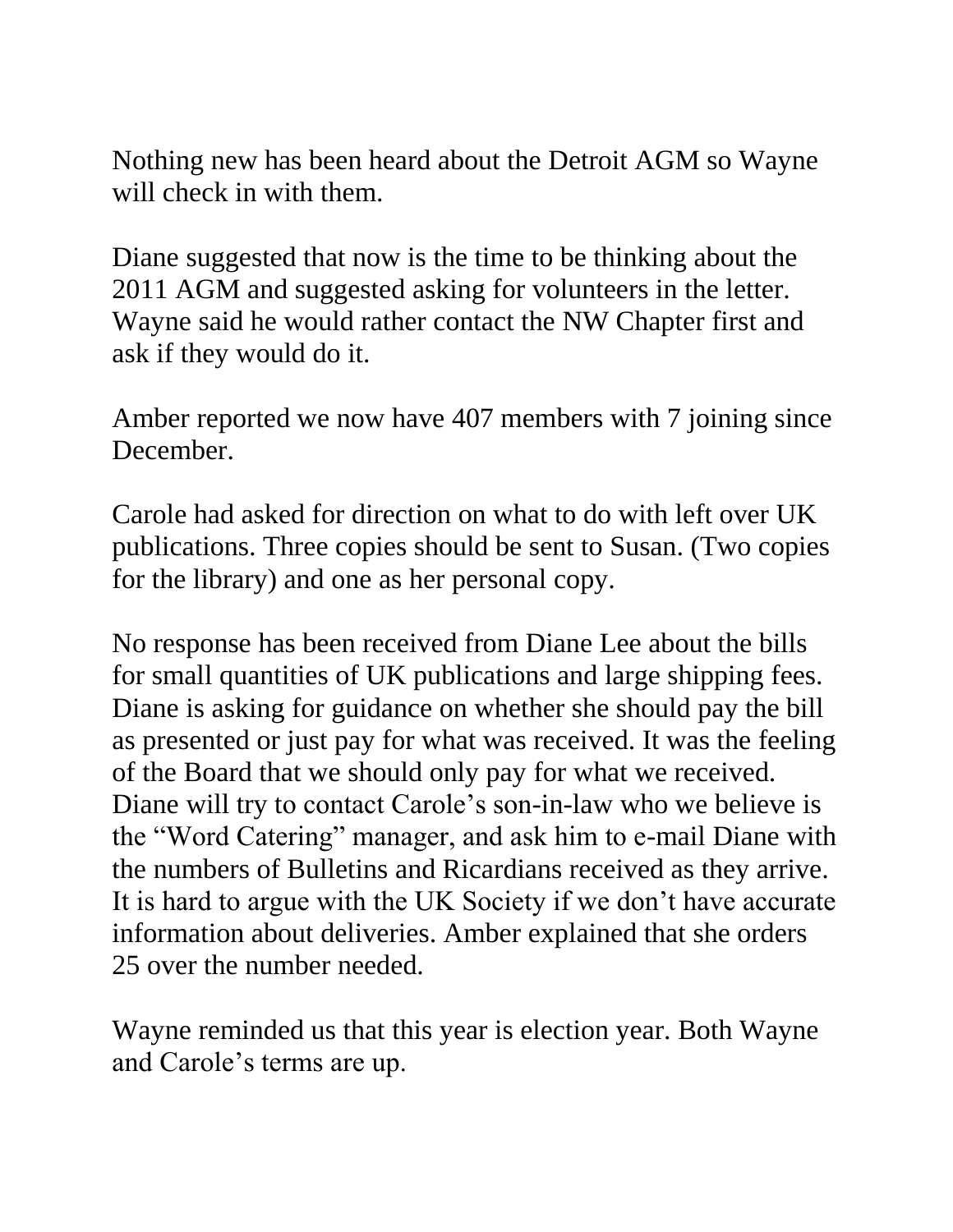Nothing new has been heard about the Detroit AGM so Wayne will check in with them.

Diane suggested that now is the time to be thinking about the 2011 AGM and suggested asking for volunteers in the letter. Wayne said he would rather contact the NW Chapter first and ask if they would do it.

Amber reported we now have 407 members with 7 joining since December.

Carole had asked for direction on what to do with left over UK publications. Three copies should be sent to Susan. (Two copies for the library) and one as her personal copy.

No response has been received from Diane Lee about the bills for small quantities of UK publications and large shipping fees. Diane is asking for guidance on whether she should pay the bill as presented or just pay for what was received. It was the feeling of the Board that we should only pay for what we received. Diane will try to contact Carole's son-in-law who we believe is the "Word Catering" manager, and ask him to e-mail Diane with the numbers of Bulletins and Ricardians received as they arrive. It is hard to argue with the UK Society if we don't have accurate information about deliveries. Amber explained that she orders 25 over the number needed.

Wayne reminded us that this year is election year. Both Wayne and Carole's terms are up.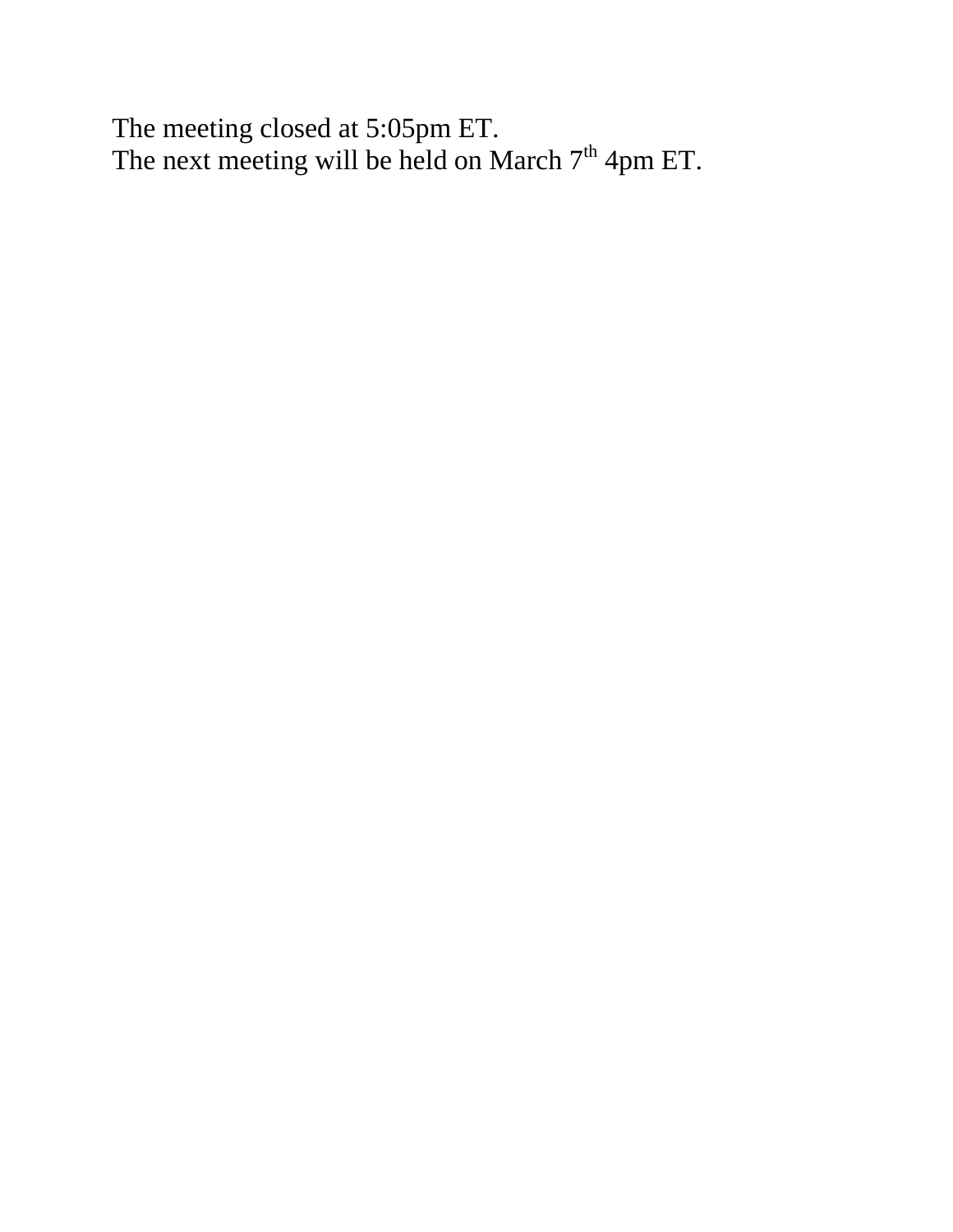The meeting closed at 5:05pm ET.
The next meeting will be held on March 7th 4pm ET.